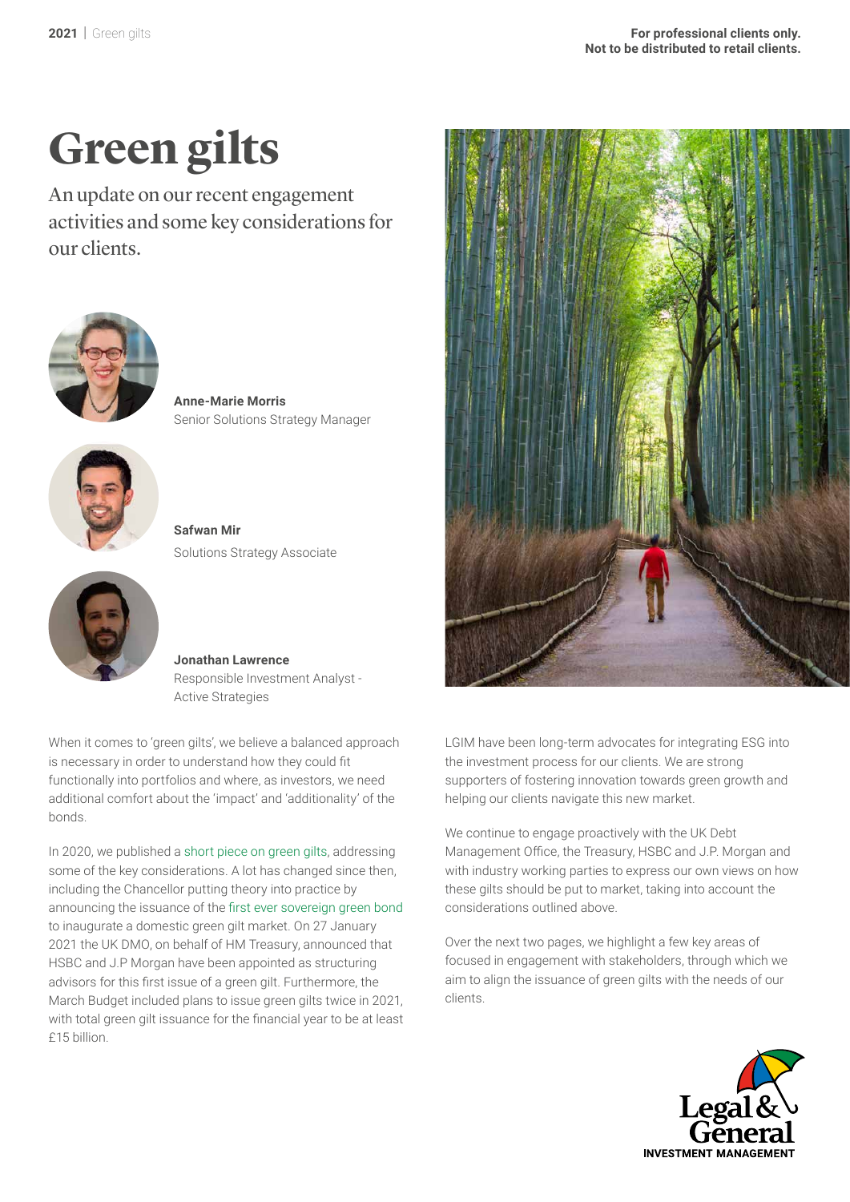For professional clients only.
Not to be distributed to retail clients.

# Green gilts

An update on our recent engagement activities and some key considerations for our clients.

**Anne-Marie Morris**
Senior Solutions Strategy Manager

**Safwan Mir**
Solutions Strategy Associate

**Jonathan Lawrence**
Responsible Investment Analyst - Active Strategies

When it comes to 'green gilts', we believe a balanced approach is necessary in order to understand how they could fit functionally into portfolios and where, as investors, we need additional comfort about the 'impact' and 'additionality' of the bonds.

In 2020, we published a short piece on green gilts, addressing some of the key considerations. A lot has changed since then, including the Chancellor putting theory into practice by announcing the issuance of the first ever sovereign green bond to inaugurate a domestic green gilt market. On 27 January 2021 the UK DMO, on behalf of HM Treasury, announced that HSBC and J.P Morgan have been appointed as structuring advisors for this first issue of a green gilt. Furthermore, the March Budget included plans to issue green gilts twice in 2021, with total green gilt issuance for the financial year to be at least £15 billion.

LGIM have been long-term advocates for integrating ESG into the investment process for our clients. We are strong supporters of fostering innovation towards green growth and helping our clients navigate this new market.

We continue to engage proactively with the UK Debt Management Office, the Treasury, HSBC and J.P. Morgan and with industry working parties to express our own views on how these gilts should be put to market, taking into account the considerations outlined above.

Over the next two pages, we highlight a few key areas of focused in engagement with stakeholders, through which we aim to align the issuance of green gilts with the needs of our clients.

Legal & General
INVESTMENT MANAGEMENT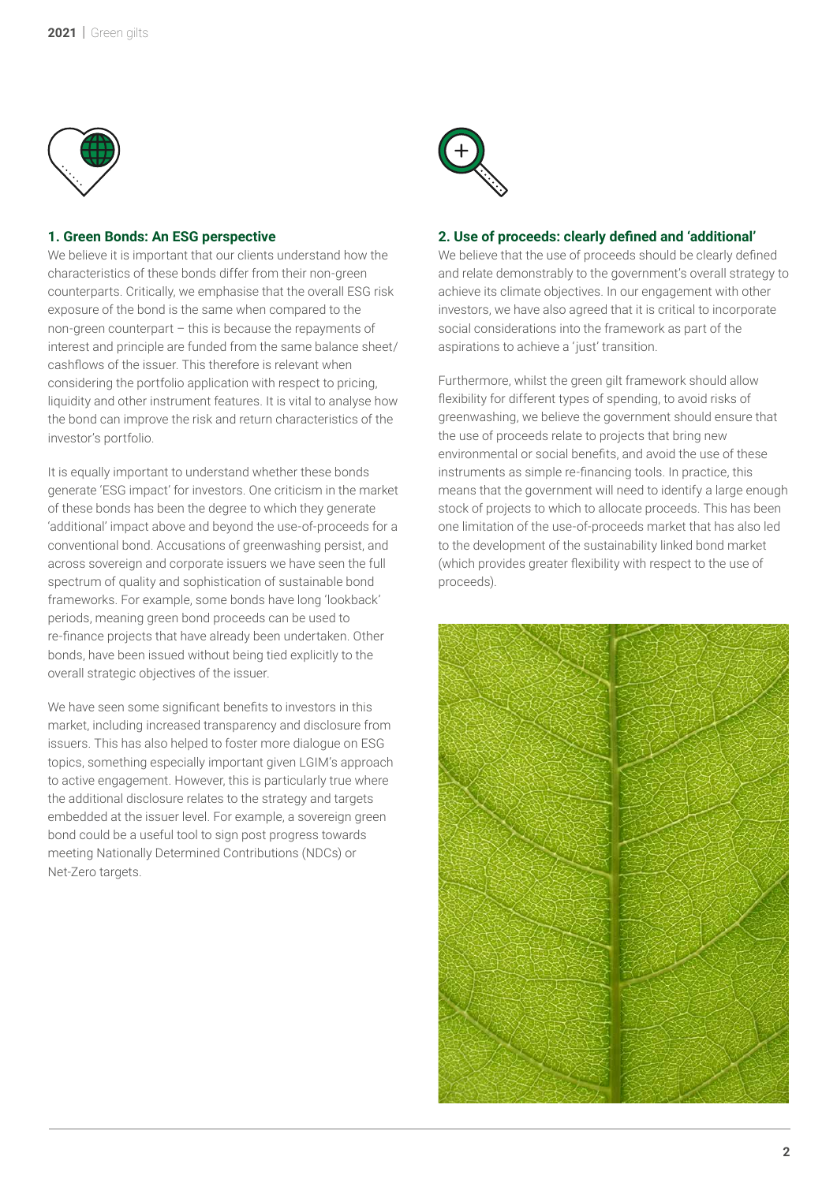## 1. Green Bonds: An ESG perspective

We believe it is important that our clients understand how the characteristics of these bonds differ from their non-green counterparts. Critically, we emphasise that the overall ESG risk exposure of the bond is the same when compared to the non-green counterpart – this is because the repayments of interest and principle are funded from the same balance sheet/cashflows of the issuer. This therefore is relevant when considering the portfolio application with respect to pricing, liquidity and other instrument features. It is vital to analyse how the bond can improve the risk and return characteristics of the investor's portfolio.

It is equally important to understand whether these bonds generate 'ESG impact' for investors. One criticism in the market of these bonds has been the degree to which they generate 'additional' impact above and beyond the use-of-proceeds for a conventional bond. Accusations of greenwashing persist, and across sovereign and corporate issuers we have seen the full spectrum of quality and sophistication of sustainable bond frameworks. For example, some bonds have long 'lookback' periods, meaning green bond proceeds can be used to re-finance projects that have already been undertaken. Other bonds, have been issued without being tied explicitly to the overall strategic objectives of the issuer.

We have seen some significant benefits to investors in this market, including increased transparency and disclosure from issuers. This has also helped to foster more dialogue on ESG topics, something especially important given LGIM's approach to active engagement. However, this is particularly true where the additional disclosure relates to the strategy and targets embedded at the issuer level. For example, a sovereign green bond could be a useful tool to sign post progress towards meeting Nationally Determined Contributions (NDCs) or Net-Zero targets.

## 2. Use of proceeds: clearly defined and 'additional'

We believe that the use of proceeds should be clearly defined and relate demonstrably to the government's overall strategy to achieve its climate objectives. In our engagement with other investors, we have also agreed that it is critical to incorporate social considerations into the framework as part of the aspirations to achieve a 'just' transition.

Furthermore, whilst the green gilt framework should allow flexibility for different types of spending, to avoid risks of greenwashing, we believe the government should ensure that the use of proceeds relate to projects that bring new environmental or social benefits, and avoid the use of these instruments as simple re-financing tools. In practice, this means that the government will need to identify a large enough stock of projects to which to allocate proceeds. This has been one limitation of the use-of-proceeds market that has also led to the development of the sustainability linked bond market (which provides greater flexibility with respect to the use of proceeds).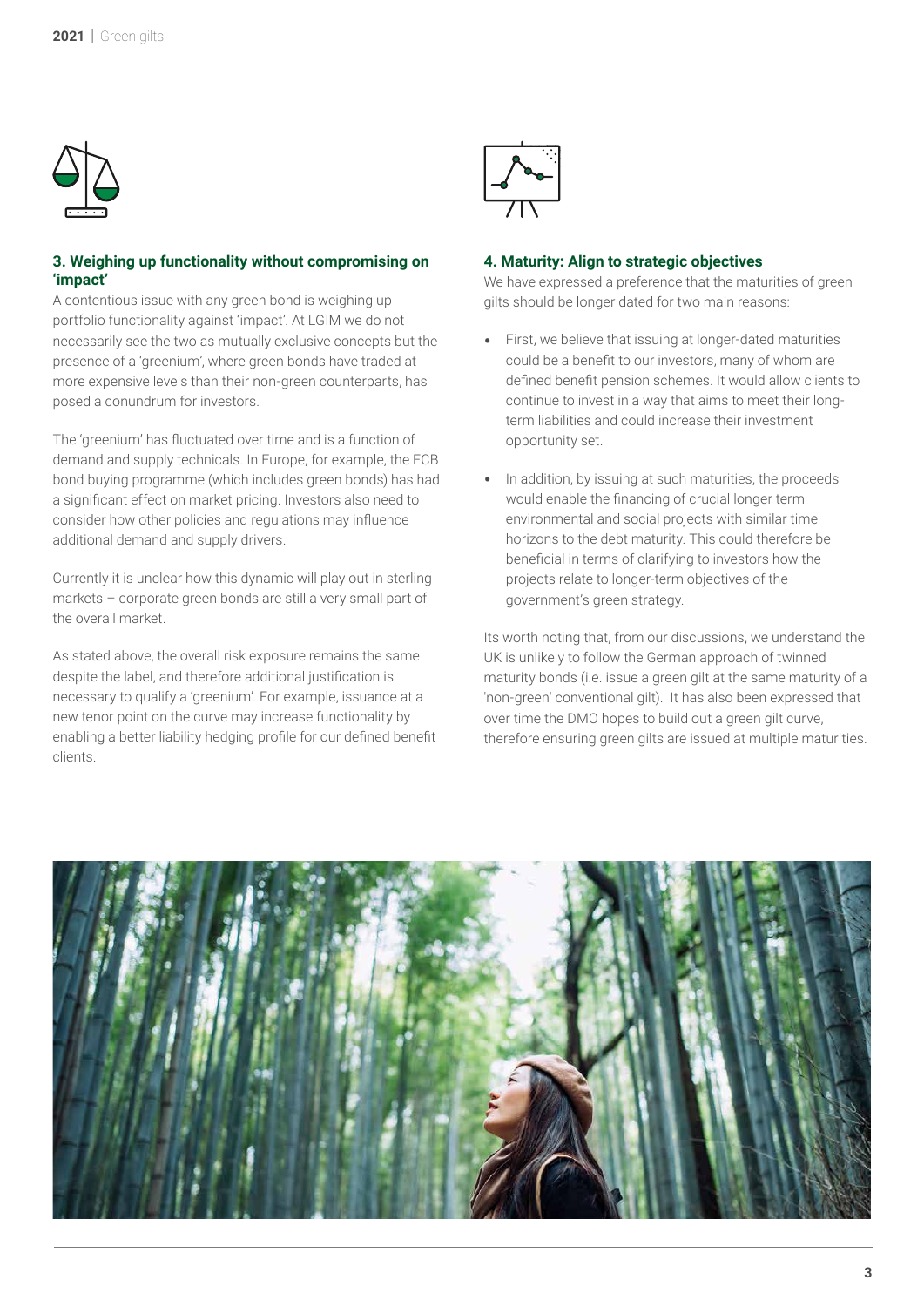### 3. Weighing up functionality without compromising on 'impact'

A contentious issue with any green bond is weighing up portfolio functionality against 'impact'. At LGIM we do not necessarily see the two as mutually exclusive concepts but the presence of a 'greenium', where green bonds have traded at more expensive levels than their non-green counterparts, has posed a conundrum for investors.

The 'greenium' has fluctuated over time and is a function of demand and supply technicals. In Europe, for example, the ECB bond buying programme (which includes green bonds) has had a significant effect on market pricing. Investors also need to consider how other policies and regulations may influence additional demand and supply drivers.

Currently it is unclear how this dynamic will play out in sterling markets – corporate green bonds are still a very small part of the overall market.

As stated above, the overall risk exposure remains the same despite the label, and therefore additional justification is necessary to qualify a 'greenium'. For example, issuance at a new tenor point on the curve may increase functionality by enabling a better liability hedging profile for our defined benefit clients.

### 4. Maturity: Align to strategic objectives

We have expressed a preference that the maturities of green gilts should be longer dated for two main reasons:

- First, we believe that issuing at longer-dated maturities could be a benefit to our investors, many of whom are defined benefit pension schemes. It would allow clients to continue to invest in a way that aims to meet their long-term liabilities and could increase their investment opportunity set.
- In addition, by issuing at such maturities, the proceeds would enable the financing of crucial longer term environmental and social projects with similar time horizons to the debt maturity. This could therefore be beneficial in terms of clarifying to investors how the projects relate to longer-term objectives of the government's green strategy.

Its worth noting that, from our discussions, we understand the UK is unlikely to follow the German approach of twinned maturity bonds (i.e. issue a green gilt at the same maturity of a 'non-green' conventional gilt). It has also been expressed that over time the DMO hopes to build out a green gilt curve, therefore ensuring green gilts are issued at multiple maturities.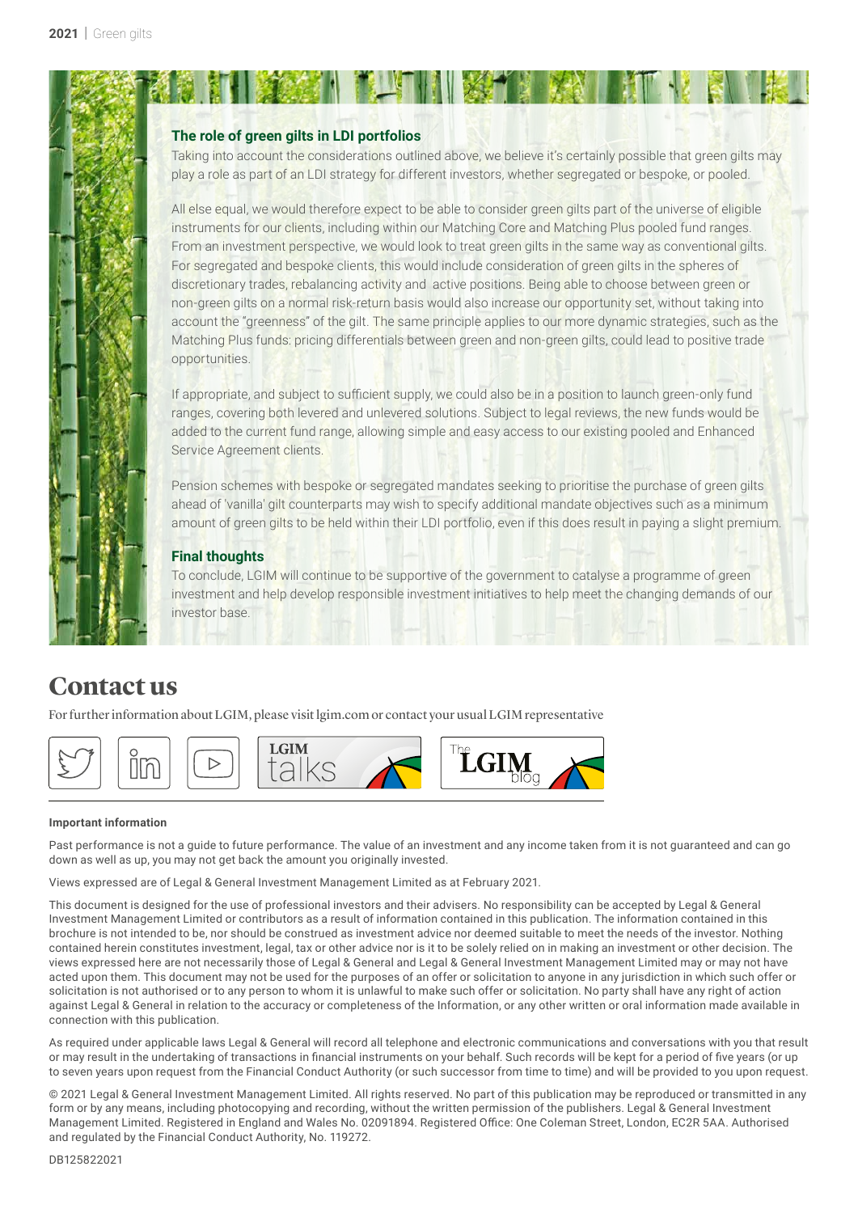### The role of green gilts in LDI portfolios

Taking into account the considerations outlined above, we believe it's certainly possible that green gilts may play a role as part of an LDI strategy for different investors, whether segregated or bespoke, or pooled.

All else equal, we would therefore expect to be able to consider green gilts part of the universe of eligible instruments for our clients, including within our Matching Core and Matching Plus pooled fund ranges. From an investment perspective, we would look to treat green gilts in the same way as conventional gilts. For segregated and bespoke clients, this would include consideration of green gilts in the spheres of discretionary trades, rebalancing activity and active positions. Being able to choose between green or non-green gilts on a normal risk-return basis would also increase our opportunity set, without taking into account the "greenness" of the gilt. The same principle applies to our more dynamic strategies, such as the Matching Plus funds: pricing differentials between green and non-green gilts, could lead to positive trade opportunities.

If appropriate, and subject to sufficient supply, we could also be in a position to launch green-only fund ranges, covering both levered and unlevered solutions. Subject to legal reviews, the new funds would be added to the current fund range, allowing simple and easy access to our existing pooled and Enhanced Service Agreement clients.

Pension schemes with bespoke or segregated mandates seeking to prioritise the purchase of green gilts ahead of 'vanilla' gilt counterparts may wish to specify additional mandate objectives such as a minimum amount of green gilts to be held within their LDI portfolio, even if this does result in paying a slight premium.

### Final thoughts

To conclude, LGIM will continue to be supportive of the government to catalyse a programme of green investment and help develop responsible investment initiatives to help meet the changing demands of our investor base.

## Contact us

For further information about LGIM, please visit lgim.com or contact your usual LGIM representative

LGIM talks

The LGIM blog

**Important information**

Past performance is not a guide to future performance. The value of an investment and any income taken from it is not guaranteed and can go down as well as up, you may not get back the amount you originally invested.

Views expressed are of Legal & General Investment Management Limited as at February 2021.

This document is designed for the use of professional investors and their advisers. No responsibility can be accepted by Legal & General Investment Management Limited or contributors as a result of information contained in this publication. The information contained in this brochure is not intended to be, nor should be construed as investment advice nor deemed suitable to meet the needs of the investor. Nothing contained herein constitutes investment, legal, tax or other advice nor is it to be solely relied on in making an investment or other decision. The views expressed here are not necessarily those of Legal & General and Legal & General Investment Management Limited may or may not have acted upon them. This document may not be used for the purposes of an offer or solicitation to anyone in any jurisdiction in which such offer or solicitation is not authorised or to any person to whom it is unlawful to make such offer or solicitation. No party shall have any right of action against Legal & General in relation to the accuracy or completeness of the Information, or any other written or oral information made available in connection with this publication.

As required under applicable laws Legal & General will record all telephone and electronic communications and conversations with you that result or may result in the undertaking of transactions in financial instruments on your behalf. Such records will be kept for a period of five years (or up to seven years upon request from the Financial Conduct Authority (or such successor from time to time) and will be provided to you upon request.

© 2021 Legal & General Investment Management Limited. All rights reserved. No part of this publication may be reproduced or transmitted in any form or by any means, including photocopying and recording, without the written permission of the publishers. Legal & General Investment Management Limited. Registered in England and Wales No. 02091894. Registered Office: One Coleman Street, London, EC2R 5AA. Authorised and regulated by the Financial Conduct Authority, No. 119272.

DB125822021